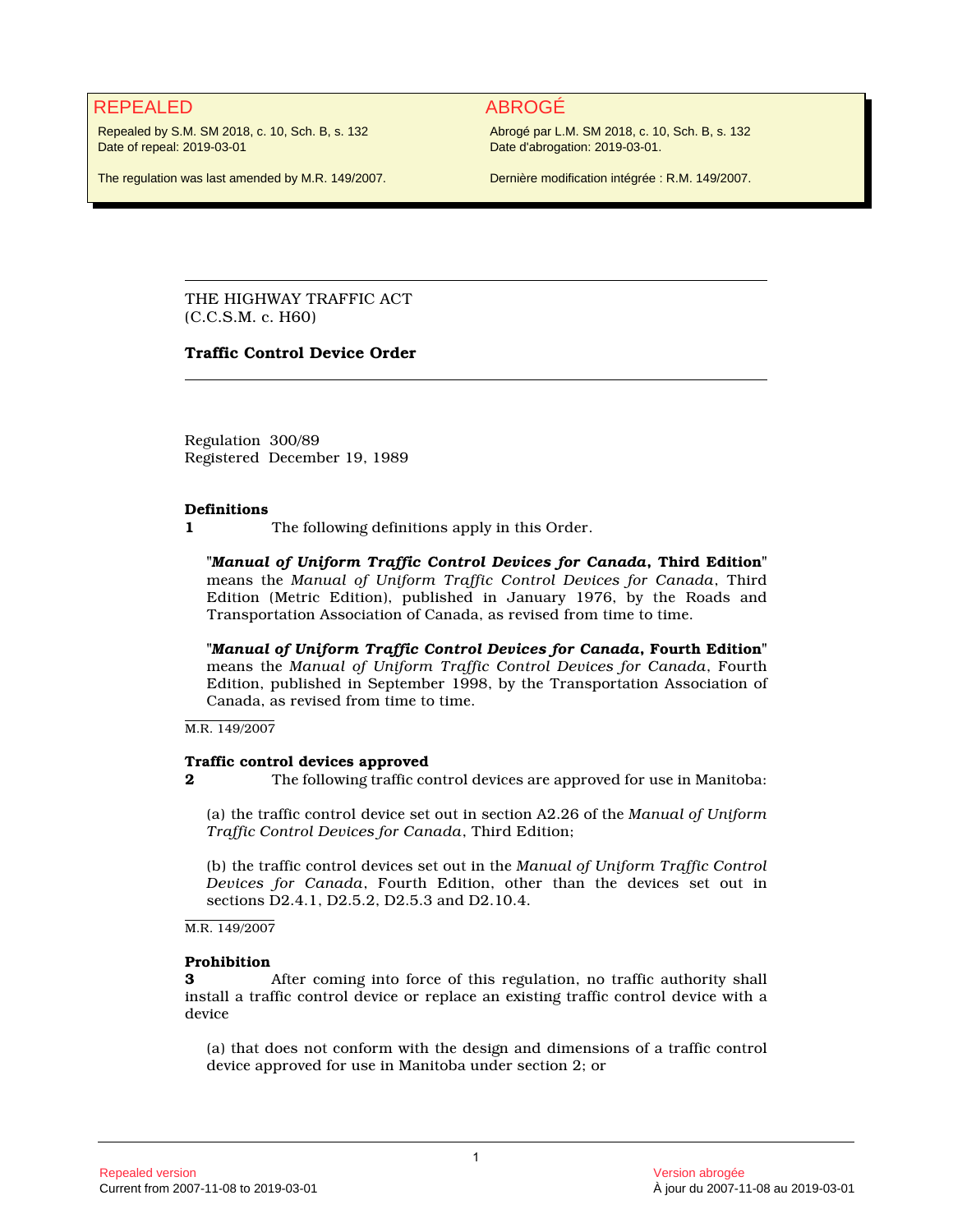REPEALED

Repealed by S.M. SM 2018, c. 10, Sch. B, s. 132
Date of repeal: 2019-03-01

The regulation was last amended by M.R. 149/2007.

ABROGÉ

Abrogé par L.M. SM 2018, c. 10, Sch. B, s. 132
Date d'abrogation: 2019-03-01.

Dernière modification intégrée : R.M. 149/2007.

---

THE HIGHWAY TRAFFIC ACT
(C.C.S.M. c. H60)

**Traffic Control Device Order**

---

Regulation 300/89
Registered December 19, 1989

**Definitions**

**1** The following definitions apply in this Order.

"***Manual of Uniform Traffic Control Devices for Canada*, Third Edition**" means the *Manual of Uniform Traffic Control Devices for Canada*, Third Edition (Metric Edition), published in January 1976, by the Roads and Transportation Association of Canada, as revised from time to time.

"***Manual of Uniform Traffic Control Devices for Canada*, Fourth Edition**" means the *Manual of Uniform Traffic Control Devices for Canada*, Fourth Edition, published in September 1998, by the Transportation Association of Canada, as revised from time to time.

M.R. 149/2007

**Traffic control devices approved**

**2** The following traffic control devices are approved for use in Manitoba:

(a) the traffic control device set out in section A2.26 of the *Manual of Uniform Traffic Control Devices for Canada*, Third Edition;

(b) the traffic control devices set out in the *Manual of Uniform Traffic Control Devices for Canada*, Fourth Edition, other than the devices set out in sections D2.4.1, D2.5.2, D2.5.3 and D2.10.4.

M.R. 149/2007

**Prohibition**

**3** After coming into force of this regulation, no traffic authority shall install a traffic control device or replace an existing traffic control device with a device

(a) that does not conform with the design and dimensions of a traffic control device approved for use in Manitoba under section 2; or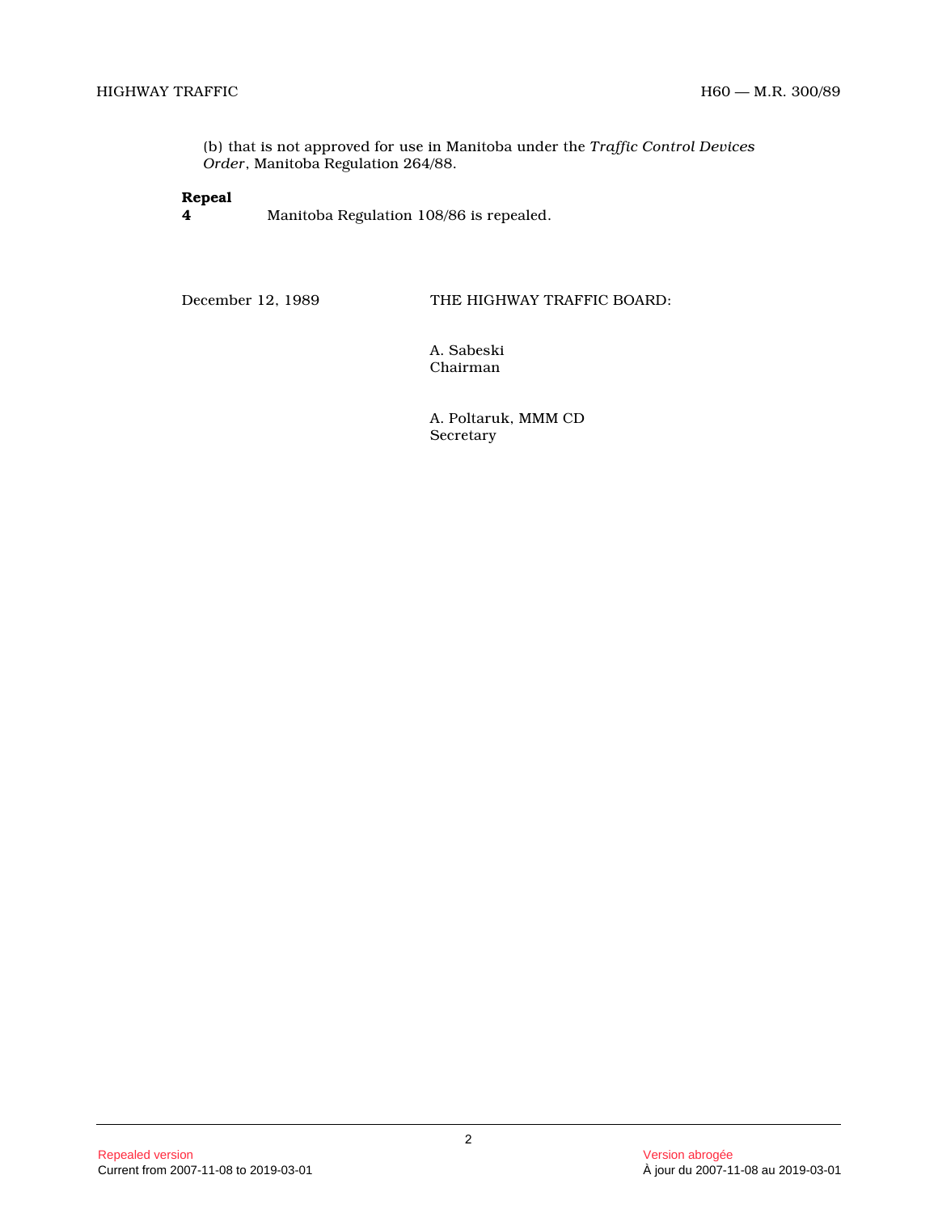(b) that is not approved for use in Manitoba under the *Traffic Control Devices Order*, Manitoba Regulation 264/88.

**Repeal**

**4** Manitoba Regulation 108/86 is repealed.

December 12, 1989

THE HIGHWAY TRAFFIC BOARD:

A. Sabeski
Chairman

A. Poltaruk, MMM CD
Secretary